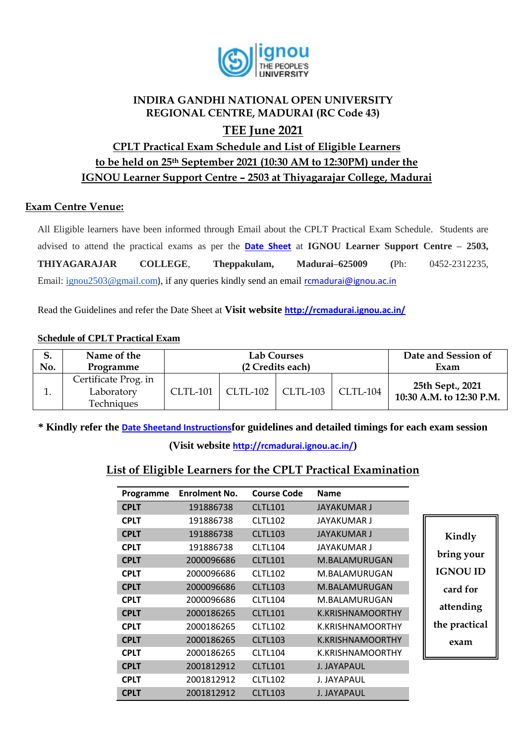# INDIRA GANDHI NATIONAL OPEN UNIVERSITY
## REGIONAL CENTRE, MADURAI (RC Code 43)

## TEE June 2021

### CPLT Practical Exam Schedule and List of Eligible Learners to be held on 25th September 2021 (10:30 AM to 12:30PM) under the IGNOU Learner Support Centre – 2503 at Thiyagarajar College, Madurai

**Exam Centre Venue:**

All Eligible learners have been informed through Email about the CPLT Practical Exam Schedule. Students are advised to attend the practical exams as per the **Date Sheet** at **IGNOU Learner Support Centre – 2503, THIYAGARAJAR COLLEGE**, **Theppakulam, Madurai–625009** (Ph: 0452-2312235, Email: ignou2503@gmail.com), if any queries kindly send an email rcmadurai@ignou.ac.in

Read the Guidelines and refer the Date Sheet at **Visit website http://rcmadurai.ignou.ac.in/**

**Schedule of CPLT Practical Exam**

| S. No. | Name of the Programme | Lab Courses (2 Credits each) | | | | Date and Session of Exam |
|---|---|---|---|---|---|---|
| 1. | Certificate Prog. in Laboratory Techniques | CLTL-101 | CLTL-102 | CLTL-103 | CLTL-104 | **25th Sept., 2021 10:30 A.M. to 12:30 P.M.** |

**\* Kindly refer the Date Sheetand Instructionsfor guidelines and detailed timings for each exam session**

**(Visit website http://rcmadurai.ignou.ac.in/)**

### List of Eligible Learners for the CPLT Practical Examination

| Programme | Enrolment No. | Course Code | Name |
|---|---|---|---|
| **CPLT** | 191886738 | CLTL101 | JAYAKUMAR J |
| **CPLT** | 191886738 | CLTL102 | JAYAKUMAR J |
| **CPLT** | 191886738 | CLTL103 | JAYAKUMAR J |
| **CPLT** | 191886738 | CLTL104 | JAYAKUMAR J |
| **CPLT** | 2000096686 | CLTL101 | M.BALAMURUGAN |
| **CPLT** | 2000096686 | CLTL102 | M.BALAMURUGAN |
| **CPLT** | 2000096686 | CLTL103 | M.BALAMURUGAN |
| **CPLT** | 2000096686 | CLTL104 | M.BALAMURUGAN |
| **CPLT** | 2000186265 | CLTL101 | K.KRISHNAMOORTHY |
| **CPLT** | 2000186265 | CLTL102 | K.KRISHNAMOORTHY |
| **CPLT** | 2000186265 | CLTL103 | K.KRISHNAMOORTHY |
| **CPLT** | 2000186265 | CLTL104 | K.KRISHNAMOORTHY |
| **CPLT** | 2001812912 | CLTL101 | J. JAYAPAUL |
| **CPLT** | 2001812912 | CLTL102 | J. JAYAPAUL |
| **CPLT** | 2001812912 | CLTL103 | J. JAYAPAUL |

**Kindly bring your IGNOU ID card for attending the practical exam**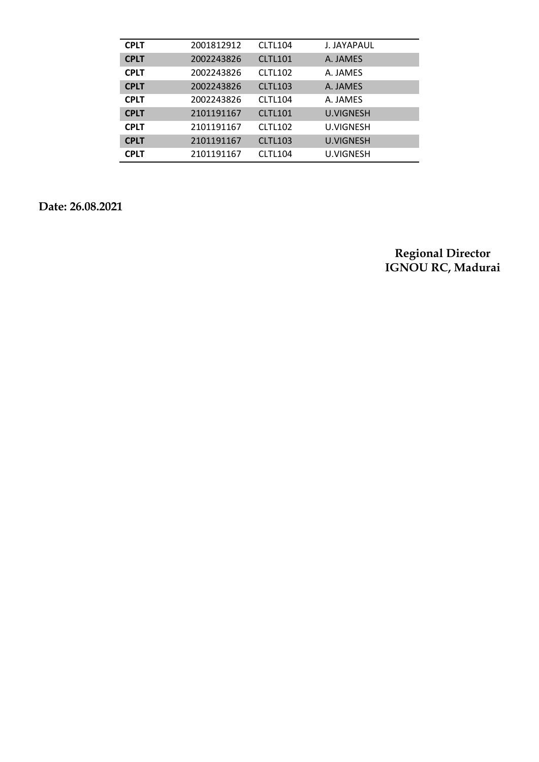| | | | |
|---|---|---|---|
| **CPLT** | 2001812912 | CLTL104 | J. JAYAPAUL |
| **CPLT** | 2002243826 | CLTL101 | A. JAMES |
| **CPLT** | 2002243826 | CLTL102 | A. JAMES |
| **CPLT** | 2002243826 | CLTL103 | A. JAMES |
| **CPLT** | 2002243826 | CLTL104 | A. JAMES |
| **CPLT** | 2101191167 | CLTL101 | U.VIGNESH |
| **CPLT** | 2101191167 | CLTL102 | U.VIGNESH |
| **CPLT** | 2101191167 | CLTL103 | U.VIGNESH |
| **CPLT** | 2101191167 | CLTL104 | U.VIGNESH |

**Date: 26.08.2021**

**Regional Director**
**IGNOU RC, Madurai**